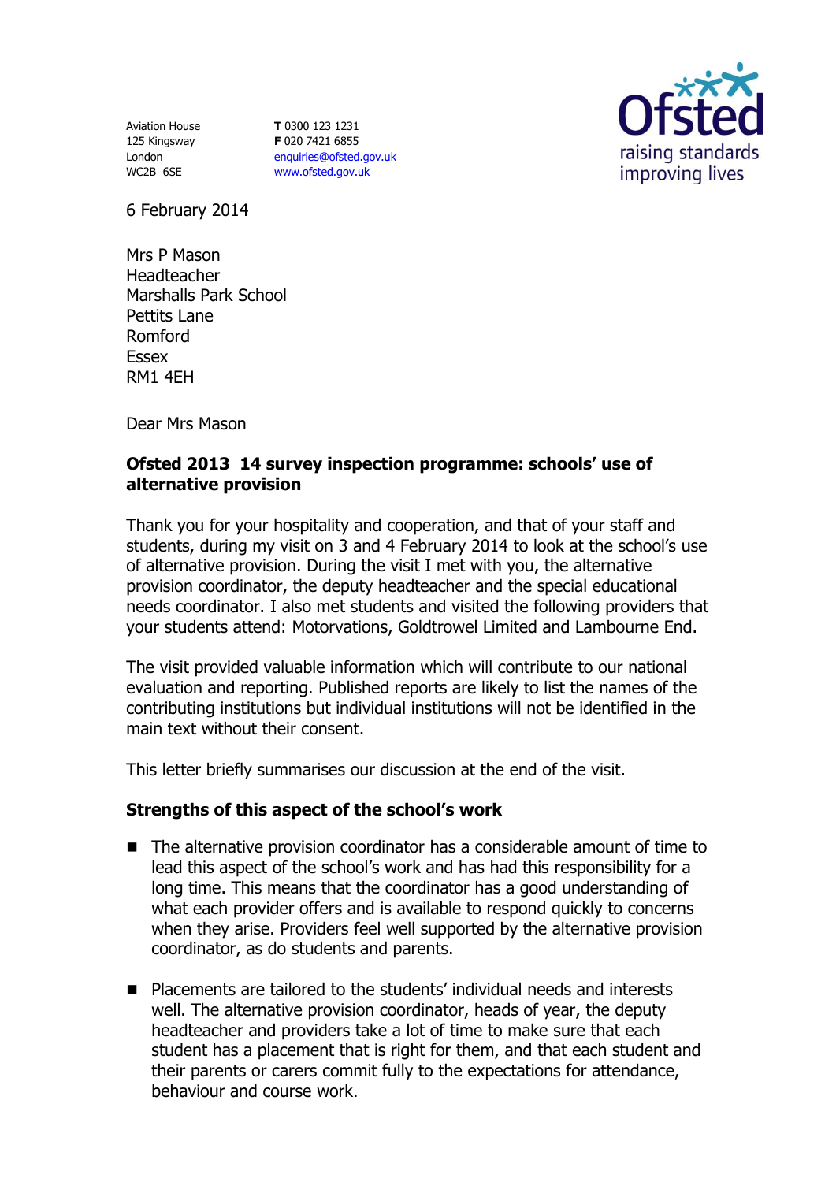Aviation House
125 Kingsway
London
WC2B 6SE

**T** 0300 123 1231
**F** 020 7421 6855
enquiries@ofsted.gov.uk
www.ofsted.gov.uk

Ofsted
raising standards
improving lives

6 February 2014

Mrs P Mason
Headteacher
Marshalls Park School
Pettits Lane
Romford
Essex
RM1 4EH

Dear Mrs Mason

**Ofsted 2013 14 survey inspection programme: schools' use of alternative provision**

Thank you for your hospitality and cooperation, and that of your staff and students, during my visit on 3 and 4 February 2014 to look at the school's use of alternative provision. During the visit I met with you, the alternative provision coordinator, the deputy headteacher and the special educational needs coordinator. I also met students and visited the following providers that your students attend: Motorvations, Goldtrowel Limited and Lambourne End.

The visit provided valuable information which will contribute to our national evaluation and reporting. Published reports are likely to list the names of the contributing institutions but individual institutions will not be identified in the main text without their consent.

This letter briefly summarises our discussion at the end of the visit.

**Strengths of this aspect of the school's work**

- The alternative provision coordinator has a considerable amount of time to lead this aspect of the school's work and has had this responsibility for a long time. This means that the coordinator has a good understanding of what each provider offers and is available to respond quickly to concerns when they arise. Providers feel well supported by the alternative provision coordinator, as do students and parents.

- Placements are tailored to the students' individual needs and interests well. The alternative provision coordinator, heads of year, the deputy headteacher and providers take a lot of time to make sure that each student has a placement that is right for them, and that each student and their parents or carers commit fully to the expectations for attendance, behaviour and course work.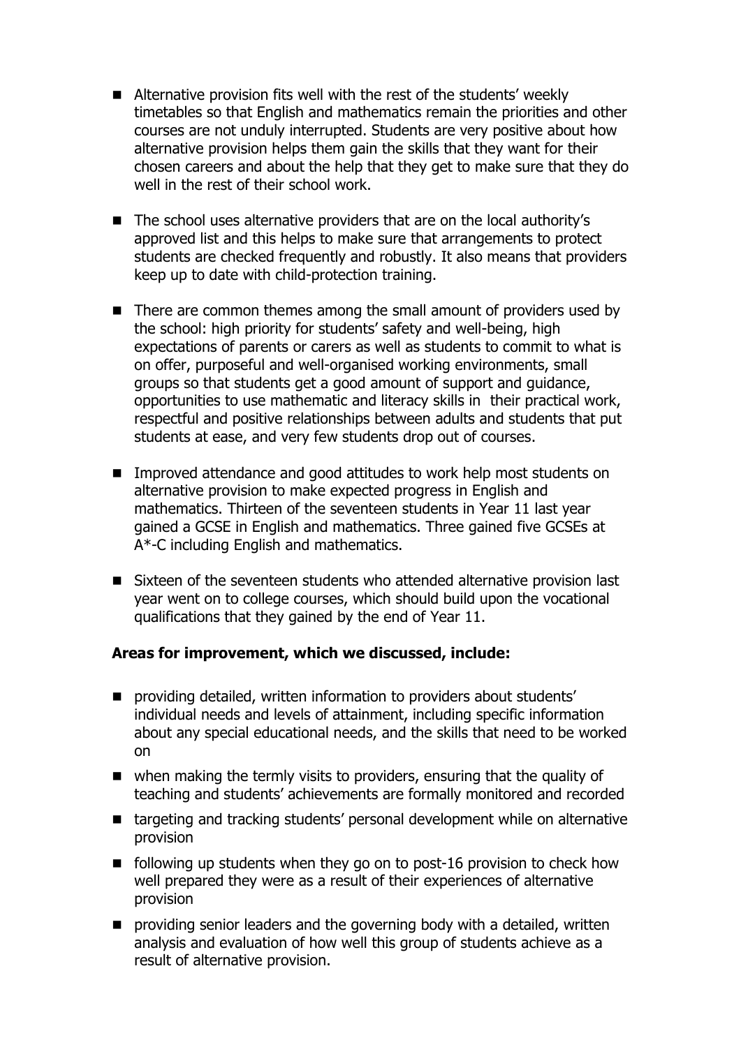- Alternative provision fits well with the rest of the students' weekly timetables so that English and mathematics remain the priorities and other courses are not unduly interrupted. Students are very positive about how alternative provision helps them gain the skills that they want for their chosen careers and about the help that they get to make sure that they do well in the rest of their school work.

- The school uses alternative providers that are on the local authority's approved list and this helps to make sure that arrangements to protect students are checked frequently and robustly. It also means that providers keep up to date with child-protection training.

- There are common themes among the small amount of providers used by the school: high priority for students' safety and well-being, high expectations of parents or carers as well as students to commit to what is on offer, purposeful and well-organised working environments, small groups so that students get a good amount of support and guidance, opportunities to use mathematic and literacy skills in their practical work, respectful and positive relationships between adults and students that put students at ease, and very few students drop out of courses.

- Improved attendance and good attitudes to work help most students on alternative provision to make expected progress in English and mathematics. Thirteen of the seventeen students in Year 11 last year gained a GCSE in English and mathematics. Three gained five GCSEs at A*-C including English and mathematics.

- Sixteen of the seventeen students who attended alternative provision last year went on to college courses, which should build upon the vocational qualifications that they gained by the end of Year 11.

**Areas for improvement, which we discussed, include:**

- providing detailed, written information to providers about students' individual needs and levels of attainment, including specific information about any special educational needs, and the skills that need to be worked on
- when making the termly visits to providers, ensuring that the quality of teaching and students' achievements are formally monitored and recorded
- targeting and tracking students' personal development while on alternative provision
- following up students when they go on to post-16 provision to check how well prepared they were as a result of their experiences of alternative provision
- providing senior leaders and the governing body with a detailed, written analysis and evaluation of how well this group of students achieve as a result of alternative provision.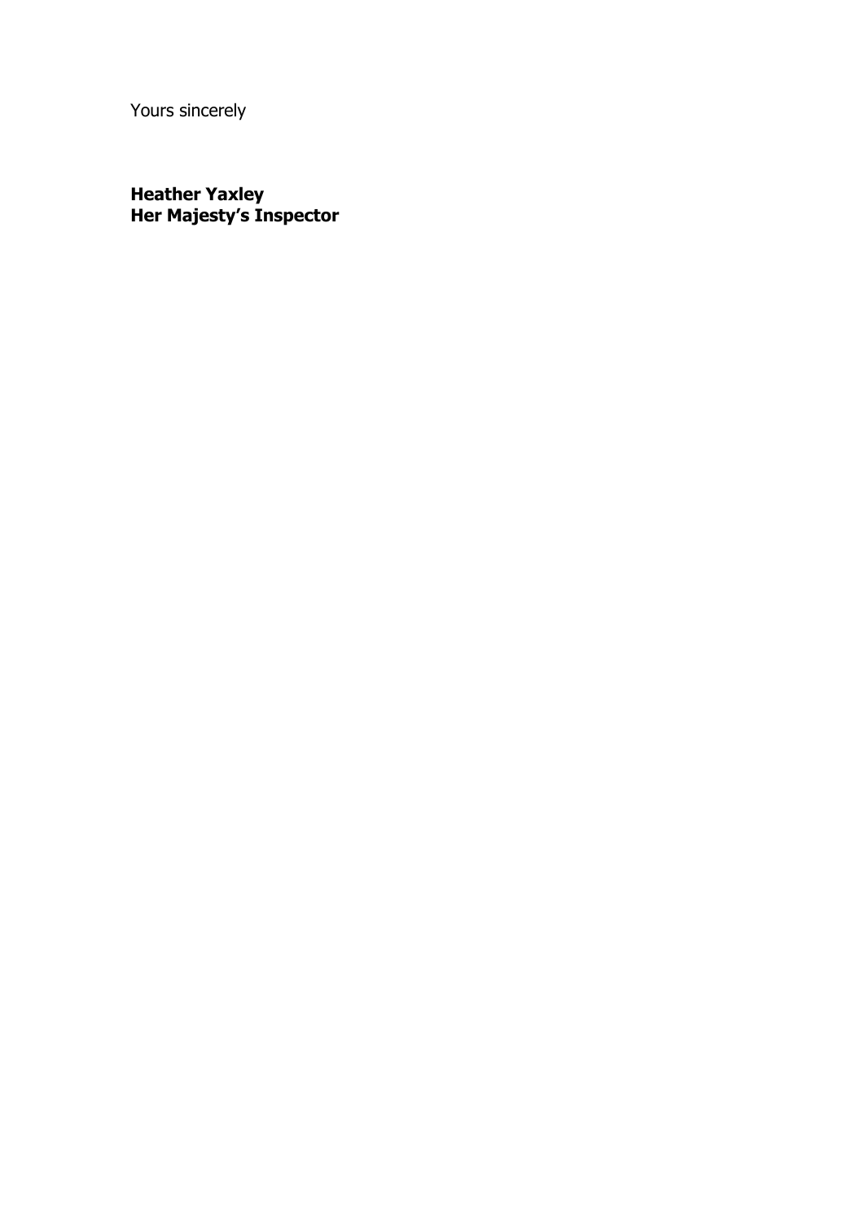Yours sincerely

**Heather Yaxley**
**Her Majesty's Inspector**